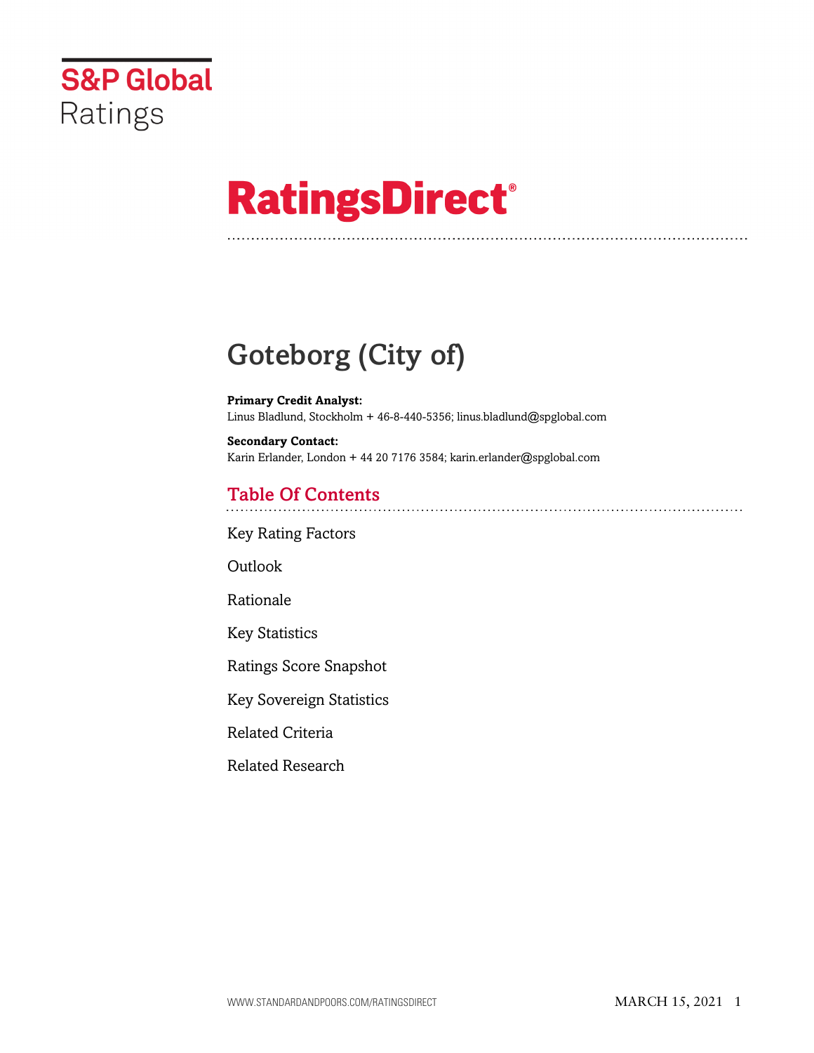S&P Global Ratings

# RatingsDirect®

# Goteborg (City of)

**Primary Credit Analyst:**
Linus Bladlund, Stockholm + 46-8-440-5356; linus.bladlund@spglobal.com

**Secondary Contact:**
Karin Erlander, London + 44 20 7176 3584; karin.erlander@spglobal.com

## Table Of Contents

Key Rating Factors

Outlook

Rationale

Key Statistics

Ratings Score Snapshot

Key Sovereign Statistics

Related Criteria

Related Research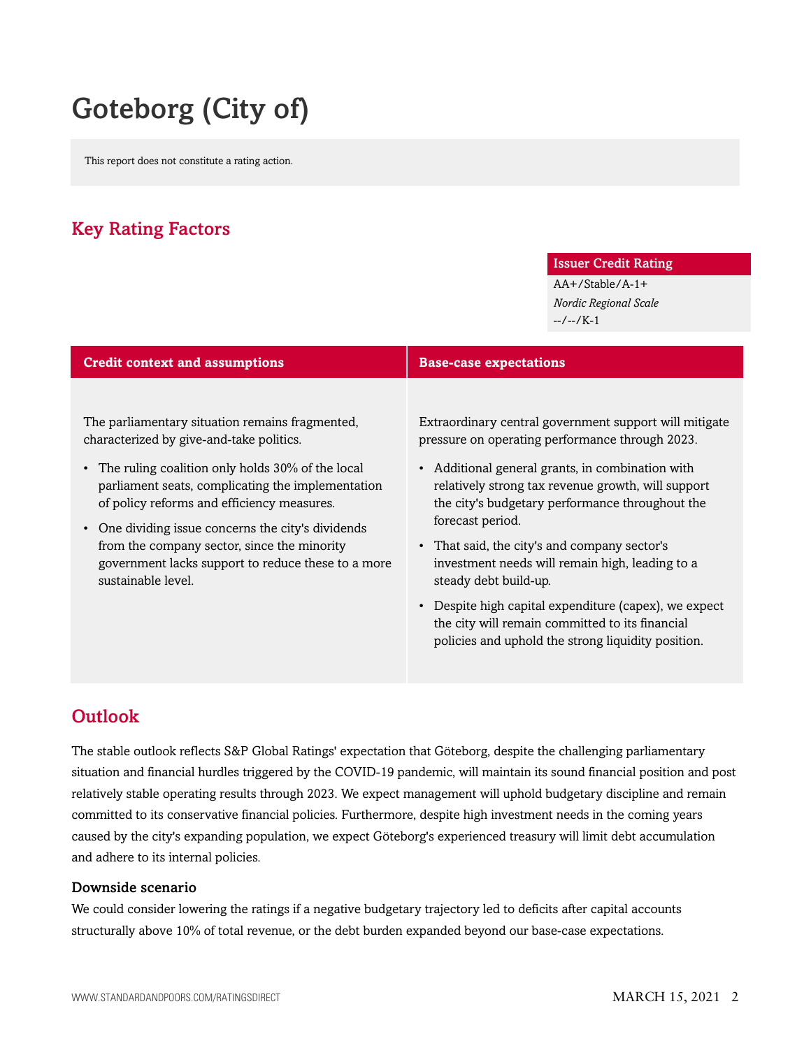# Goteborg (City of)

This report does not constitute a rating action.

## Key Rating Factors

| Issuer Credit Rating |
| --- |
| AA+/Stable/A-1+ |
| *Nordic Regional Scale* |
| --/--/K-1 |

| Credit context and assumptions | Base-case expectations |
| --- | --- |
| The parliamentary situation remains fragmented, characterized by give-and-take politics.<br>• The ruling coalition only holds 30% of the local parliament seats, complicating the implementation of policy reforms and efficiency measures.<br>• One dividing issue concerns the city's dividends from the company sector, since the minority government lacks support to reduce these to a more sustainable level. | Extraordinary central government support will mitigate pressure on operating performance through 2023.<br>• Additional general grants, in combination with relatively strong tax revenue growth, will support the city's budgetary performance throughout the forecast period.<br>• That said, the city's and company sector's investment needs will remain high, leading to a steady debt build-up.<br>• Despite high capital expenditure (capex), we expect the city will remain committed to its financial policies and uphold the strong liquidity position. |

## Outlook

The stable outlook reflects S&P Global Ratings' expectation that Göteborg, despite the challenging parliamentary situation and financial hurdles triggered by the COVID-19 pandemic, will maintain its sound financial position and post relatively stable operating results through 2023. We expect management will uphold budgetary discipline and remain committed to its conservative financial policies. Furthermore, despite high investment needs in the coming years caused by the city's expanding population, we expect Göteborg's experienced treasury will limit debt accumulation and adhere to its internal policies.

### Downside scenario

We could consider lowering the ratings if a negative budgetary trajectory led to deficits after capital accounts structurally above 10% of total revenue, or the debt burden expanded beyond our base-case expectations.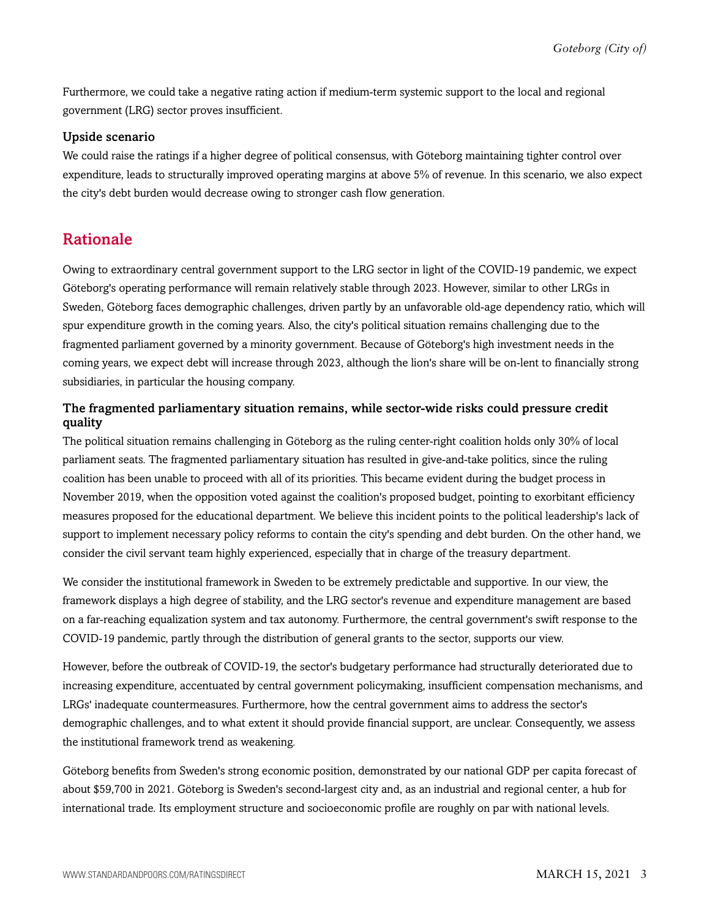Furthermore, we could take a negative rating action if medium-term systemic support to the local and regional government (LRG) sector proves insufficient.

### Upside scenario

We could raise the ratings if a higher degree of political consensus, with Göteborg maintaining tighter control over expenditure, leads to structurally improved operating margins at above 5% of revenue. In this scenario, we also expect the city's debt burden would decrease owing to stronger cash flow generation.

## Rationale

Owing to extraordinary central government support to the LRG sector in light of the COVID-19 pandemic, we expect Göteborg's operating performance will remain relatively stable through 2023. However, similar to other LRGs in Sweden, Göteborg faces demographic challenges, driven partly by an unfavorable old-age dependency ratio, which will spur expenditure growth in the coming years. Also, the city's political situation remains challenging due to the fragmented parliament governed by a minority government. Because of Göteborg's high investment needs in the coming years, we expect debt will increase through 2023, although the lion's share will be on-lent to financially strong subsidiaries, in particular the housing company.

### The fragmented parliamentary situation remains, while sector-wide risks could pressure credit quality

The political situation remains challenging in Göteborg as the ruling center-right coalition holds only 30% of local parliament seats. The fragmented parliamentary situation has resulted in give-and-take politics, since the ruling coalition has been unable to proceed with all of its priorities. This became evident during the budget process in November 2019, when the opposition voted against the coalition's proposed budget, pointing to exorbitant efficiency measures proposed for the educational department. We believe this incident points to the political leadership's lack of support to implement necessary policy reforms to contain the city's spending and debt burden. On the other hand, we consider the civil servant team highly experienced, especially that in charge of the treasury department.

We consider the institutional framework in Sweden to be extremely predictable and supportive. In our view, the framework displays a high degree of stability, and the LRG sector's revenue and expenditure management are based on a far-reaching equalization system and tax autonomy. Furthermore, the central government's swift response to the COVID-19 pandemic, partly through the distribution of general grants to the sector, supports our view.

However, before the outbreak of COVID-19, the sector's budgetary performance had structurally deteriorated due to increasing expenditure, accentuated by central government policymaking, insufficient compensation mechanisms, and LRGs' inadequate countermeasures. Furthermore, how the central government aims to address the sector's demographic challenges, and to what extent it should provide financial support, are unclear. Consequently, we assess the institutional framework trend as weakening.

Göteborg benefits from Sweden's strong economic position, demonstrated by our national GDP per capita forecast of about $59,700 in 2021. Göteborg is Sweden's second-largest city and, as an industrial and regional center, a hub for international trade. Its employment structure and socioeconomic profile are roughly on par with national levels.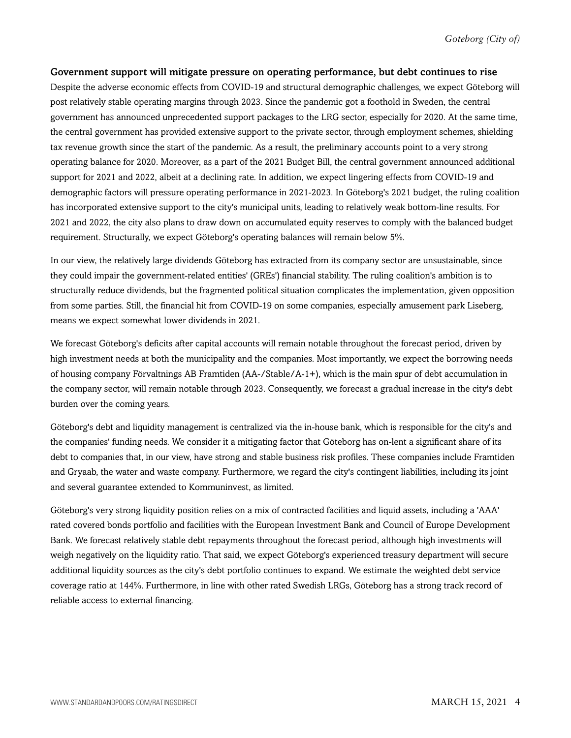### Government support will mitigate pressure on operating performance, but debt continues to rise

Despite the adverse economic effects from COVID-19 and structural demographic challenges, we expect Göteborg will post relatively stable operating margins through 2023. Since the pandemic got a foothold in Sweden, the central government has announced unprecedented support packages to the LRG sector, especially for 2020. At the same time, the central government has provided extensive support to the private sector, through employment schemes, shielding tax revenue growth since the start of the pandemic. As a result, the preliminary accounts point to a very strong operating balance for 2020. Moreover, as a part of the 2021 Budget Bill, the central government announced additional support for 2021 and 2022, albeit at a declining rate. In addition, we expect lingering effects from COVID-19 and demographic factors will pressure operating performance in 2021-2023. In Göteborg's 2021 budget, the ruling coalition has incorporated extensive support to the city's municipal units, leading to relatively weak bottom-line results. For 2021 and 2022, the city also plans to draw down on accumulated equity reserves to comply with the balanced budget requirement. Structurally, we expect Göteborg's operating balances will remain below 5%.

In our view, the relatively large dividends Göteborg has extracted from its company sector are unsustainable, since they could impair the government-related entities' (GREs') financial stability. The ruling coalition's ambition is to structurally reduce dividends, but the fragmented political situation complicates the implementation, given opposition from some parties. Still, the financial hit from COVID-19 on some companies, especially amusement park Liseberg, means we expect somewhat lower dividends in 2021.

We forecast Göteborg's deficits after capital accounts will remain notable throughout the forecast period, driven by high investment needs at both the municipality and the companies. Most importantly, we expect the borrowing needs of housing company Förvaltnings AB Framtiden (AA-/Stable/A-1+), which is the main spur of debt accumulation in the company sector, will remain notable through 2023. Consequently, we forecast a gradual increase in the city's debt burden over the coming years.

Göteborg's debt and liquidity management is centralized via the in-house bank, which is responsible for the city's and the companies' funding needs. We consider it a mitigating factor that Göteborg has on-lent a significant share of its debt to companies that, in our view, have strong and stable business risk profiles. These companies include Framtiden and Gryaab, the water and waste company. Furthermore, we regard the city's contingent liabilities, including its joint and several guarantee extended to Kommuninvest, as limited.

Göteborg's very strong liquidity position relies on a mix of contracted facilities and liquid assets, including a 'AAA' rated covered bonds portfolio and facilities with the European Investment Bank and Council of Europe Development Bank. We forecast relatively stable debt repayments throughout the forecast period, although high investments will weigh negatively on the liquidity ratio. That said, we expect Göteborg's experienced treasury department will secure additional liquidity sources as the city's debt portfolio continues to expand. We estimate the weighted debt service coverage ratio at 144%. Furthermore, in line with other rated Swedish LRGs, Göteborg has a strong track record of reliable access to external financing.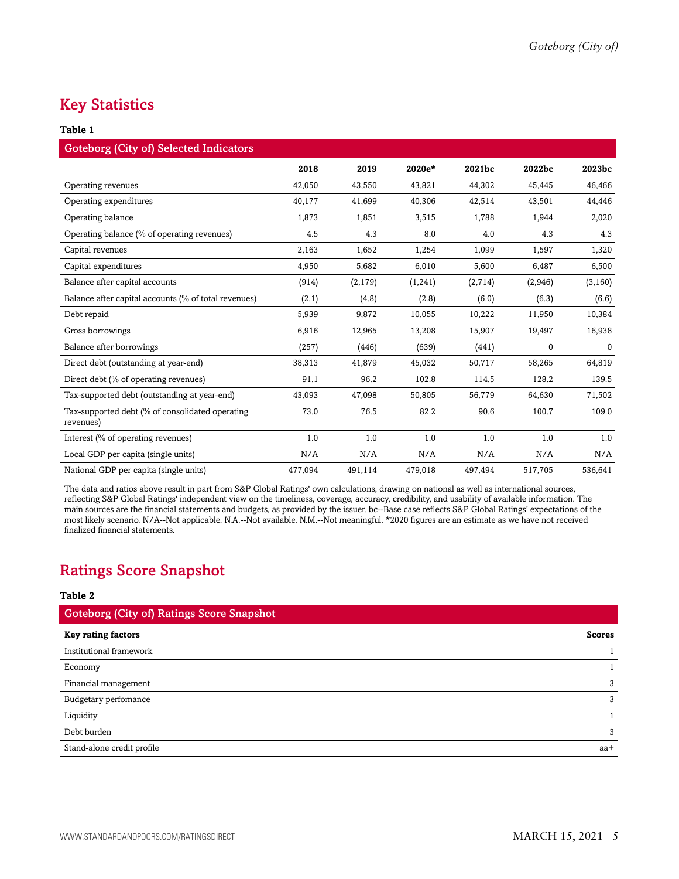## Key Statistics

**Table 1**

| Goteborg (City of) Selected Indicators | | | | | | |
|---|---|---|---|---|---|---|
| | **2018** | **2019** | **2020e*** | **2021bc** | **2022bc** | **2023bc** |
| Operating revenues | 42,050 | 43,550 | 43,821 | 44,302 | 45,445 | 46,466 |
| Operating expenditures | 40,177 | 41,699 | 40,306 | 42,514 | 43,501 | 44,446 |
| Operating balance | 1,873 | 1,851 | 3,515 | 1,788 | 1,944 | 2,020 |
| Operating balance (% of operating revenues) | 4.5 | 4.3 | 8.0 | 4.0 | 4.3 | 4.3 |
| Capital revenues | 2,163 | 1,652 | 1,254 | 1,099 | 1,597 | 1,320 |
| Capital expenditures | 4,950 | 5,682 | 6,010 | 5,600 | 6,487 | 6,500 |
| Balance after capital accounts | (914) | (2,179) | (1,241) | (2,714) | (2,946) | (3,160) |
| Balance after capital accounts (% of total revenues) | (2.1) | (4.8) | (2.8) | (6.0) | (6.3) | (6.6) |
| Debt repaid | 5,939 | 9,872 | 10,055 | 10,222 | 11,950 | 10,384 |
| Gross borrowings | 6,916 | 12,965 | 13,208 | 15,907 | 19,497 | 16,938 |
| Balance after borrowings | (257) | (446) | (639) | (441) | 0 | 0 |
| Direct debt (outstanding at year-end) | 38,313 | 41,879 | 45,032 | 50,717 | 58,265 | 64,819 |
| Direct debt (% of operating revenues) | 91.1 | 96.2 | 102.8 | 114.5 | 128.2 | 139.5 |
| Tax-supported debt (outstanding at year-end) | 43,093 | 47,098 | 50,805 | 56,779 | 64,630 | 71,502 |
| Tax-supported debt (% of consolidated operating revenues) | 73.0 | 76.5 | 82.2 | 90.6 | 100.7 | 109.0 |
| Interest (% of operating revenues) | 1.0 | 1.0 | 1.0 | 1.0 | 1.0 | 1.0 |
| Local GDP per capita (single units) | N/A | N/A | N/A | N/A | N/A | N/A |
| National GDP per capita (single units) | 477,094 | 491,114 | 479,018 | 497,494 | 517,705 | 536,641 |

The data and ratios above result in part from S&P Global Ratings' own calculations, drawing on national as well as international sources, reflecting S&P Global Ratings' independent view on the timeliness, coverage, accuracy, credibility, and usability of available information. The main sources are the financial statements and budgets, as provided by the issuer. bc--Base case reflects S&P Global Ratings' expectations of the most likely scenario. N/A--Not applicable. N.A.--Not available. N.M.--Not meaningful. *2020 figures are an estimate as we have not received finalized financial statements.

## Ratings Score Snapshot

**Table 2**

| Goteborg (City of) Ratings Score Snapshot | |
|---|---|
| **Key rating factors** | **Scores** |
| Institutional framework | 1 |
| Economy | 1 |
| Financial management | 3 |
| Budgetary perfomance | 3 |
| Liquidity | 1 |
| Debt burden | 3 |
| Stand-alone credit profile | aa+ |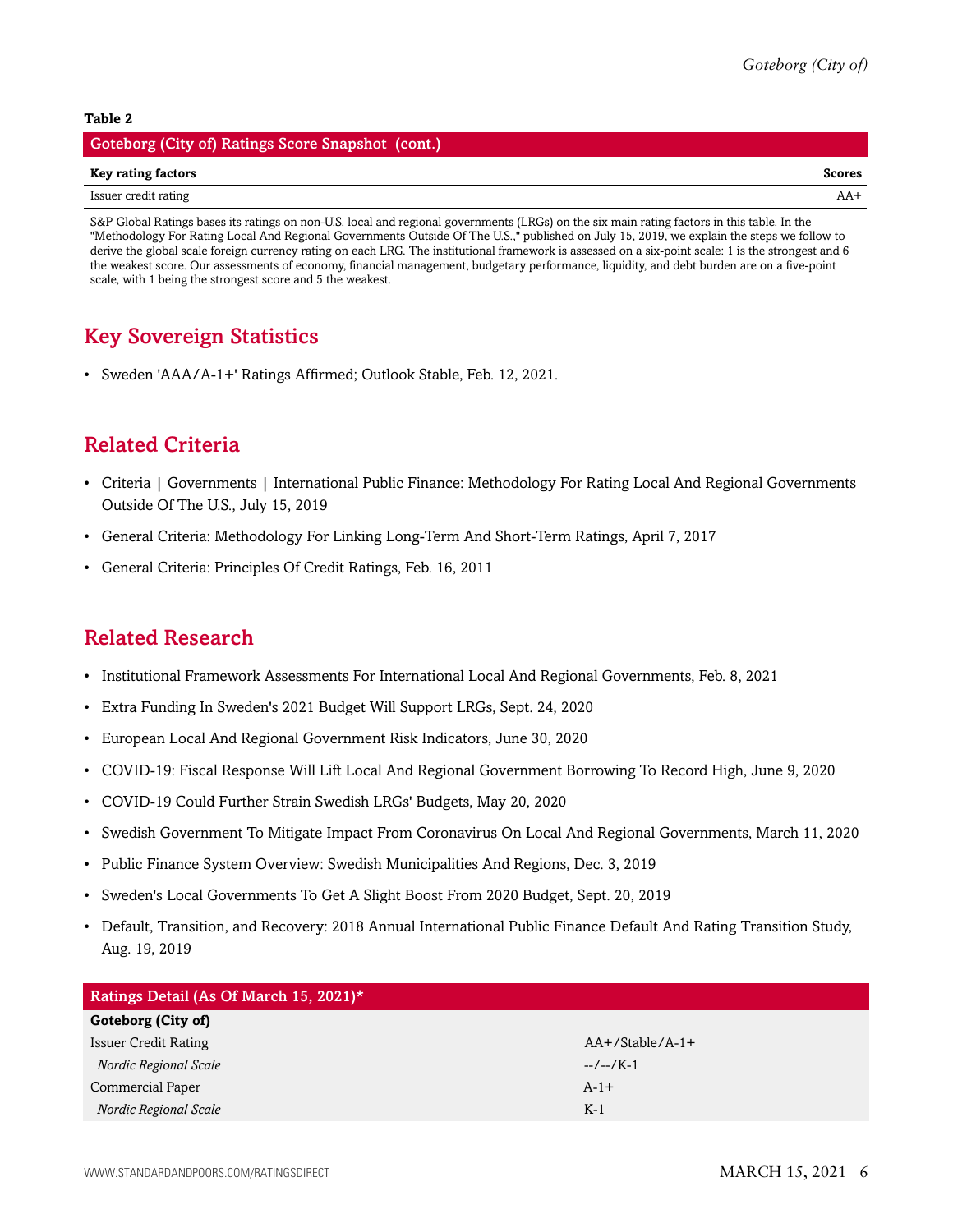**Table 2**

| Goteborg (City of) Ratings Score Snapshot (cont.) | |
|---|---|
| **Key rating factors** | **Scores** |
| Issuer credit rating | AA+ |

S&P Global Ratings bases its ratings on non-U.S. local and regional governments (LRGs) on the six main rating factors in this table. In the "Methodology For Rating Local And Regional Governments Outside Of The U.S.," published on July 15, 2019, we explain the steps we follow to derive the global scale foreign currency rating on each LRG. The institutional framework is assessed on a six-point scale: 1 is the strongest and 6 the weakest score. Our assessments of economy, financial management, budgetary performance, liquidity, and debt burden are on a five-point scale, with 1 being the strongest score and 5 the weakest.

## Key Sovereign Statistics

- Sweden 'AAA/A-1+' Ratings Affirmed; Outlook Stable, Feb. 12, 2021.

## Related Criteria

- Criteria | Governments | International Public Finance: Methodology For Rating Local And Regional Governments Outside Of The U.S., July 15, 2019
- General Criteria: Methodology For Linking Long-Term And Short-Term Ratings, April 7, 2017
- General Criteria: Principles Of Credit Ratings, Feb. 16, 2011

## Related Research

- Institutional Framework Assessments For International Local And Regional Governments, Feb. 8, 2021
- Extra Funding In Sweden's 2021 Budget Will Support LRGs, Sept. 24, 2020
- European Local And Regional Government Risk Indicators, June 30, 2020
- COVID-19: Fiscal Response Will Lift Local And Regional Government Borrowing To Record High, June 9, 2020
- COVID-19 Could Further Strain Swedish LRGs' Budgets, May 20, 2020
- Swedish Government To Mitigate Impact From Coronavirus On Local And Regional Governments, March 11, 2020
- Public Finance System Overview: Swedish Municipalities And Regions, Dec. 3, 2019
- Sweden's Local Governments To Get A Slight Boost From 2020 Budget, Sept. 20, 2019
- Default, Transition, and Recovery: 2018 Annual International Public Finance Default And Rating Transition Study, Aug. 19, 2019

| Ratings Detail (As Of March 15, 2021)* | |
|---|---|
| **Goteborg (City of)** | |
| Issuer Credit Rating | AA+/Stable/A-1+ |
| *Nordic Regional Scale* | --/--/K-1 |
| Commercial Paper | A-1+ |
| *Nordic Regional Scale* | K-1 |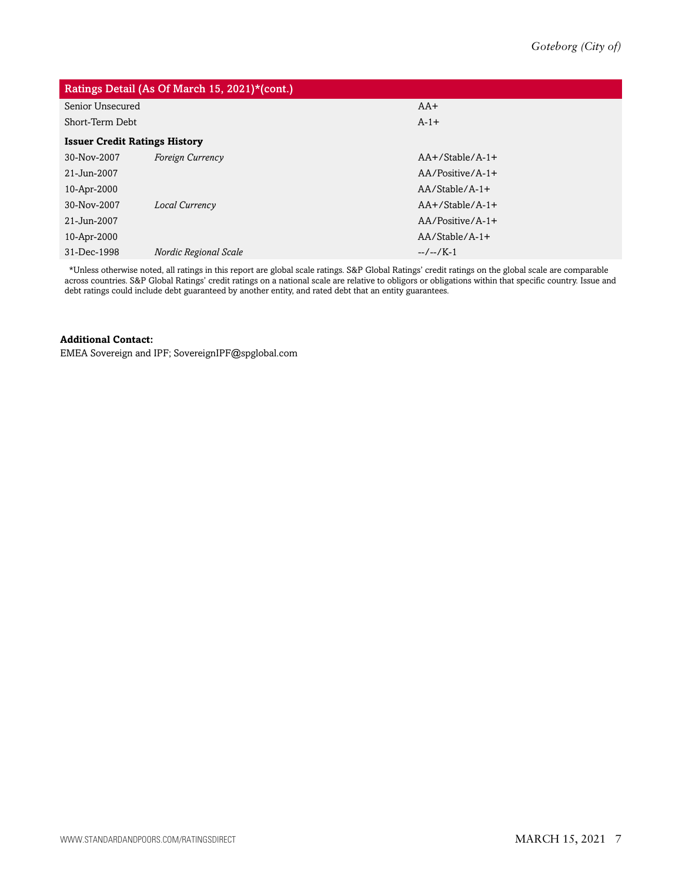| Ratings Detail (As Of March 15, 2021)*(cont.) | | |
|---|---|---|
| Senior Unsecured | | AA+ |
| Short-Term Debt | | A-1+ |
| **Issuer Credit Ratings History** | | |
| 30-Nov-2007 | *Foreign Currency* | AA+/Stable/A-1+ |
| 21-Jun-2007 | | AA/Positive/A-1+ |
| 10-Apr-2000 | | AA/Stable/A-1+ |
| 30-Nov-2007 | *Local Currency* | AA+/Stable/A-1+ |
| 21-Jun-2007 | | AA/Positive/A-1+ |
| 10-Apr-2000 | | AA/Stable/A-1+ |
| 31-Dec-1998 | *Nordic Regional Scale* | --/--/K-1 |

*Unless otherwise noted, all ratings in this report are global scale ratings. S&P Global Ratings' credit ratings on the global scale are comparable across countries. S&P Global Ratings' credit ratings on a national scale are relative to obligors or obligations within that specific country. Issue and debt ratings could include debt guaranteed by another entity, and rated debt that an entity guarantees.

**Additional Contact:**

EMEA Sovereign and IPF; SovereignIPF@spglobal.com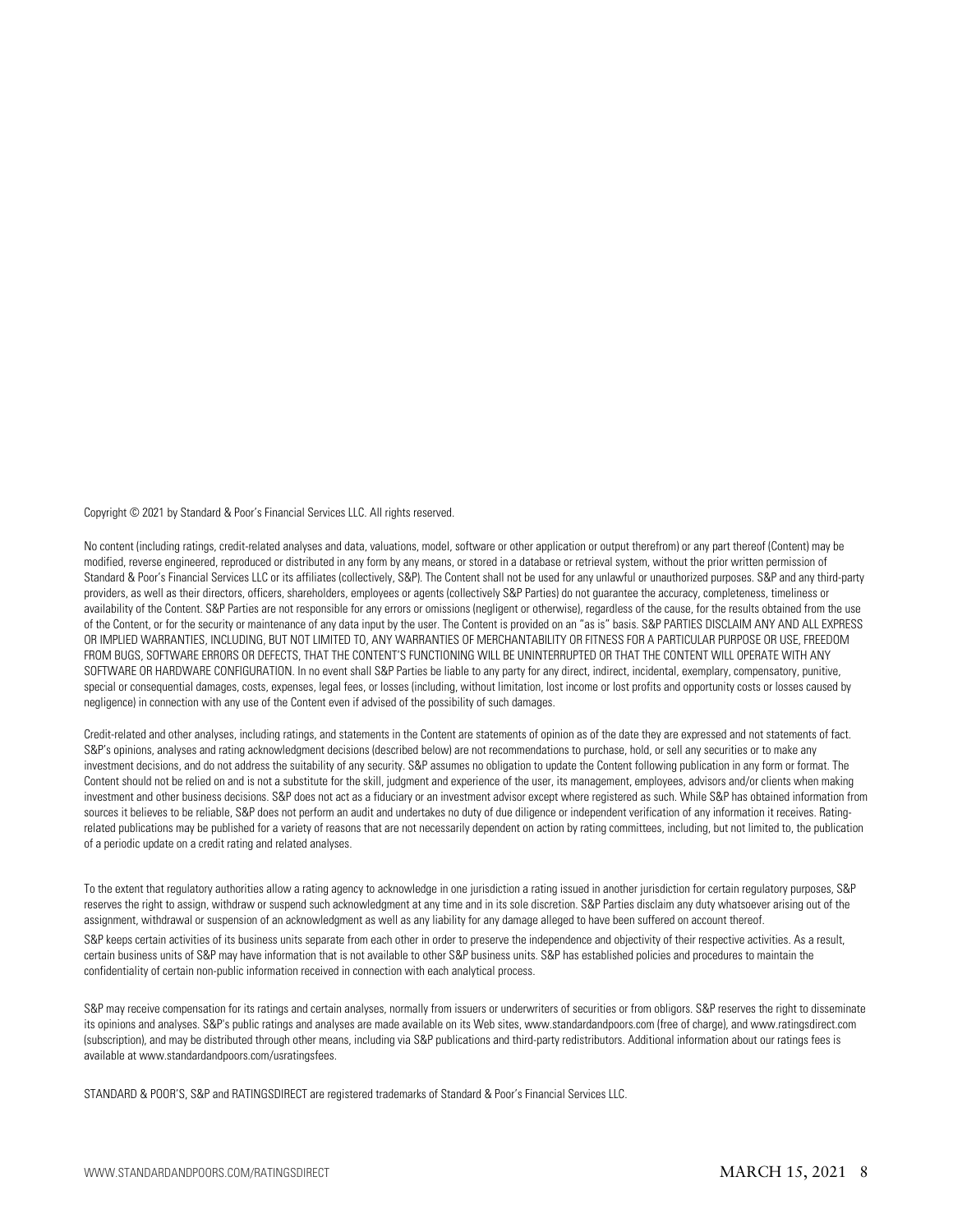Copyright © 2021 by Standard & Poor's Financial Services LLC. All rights reserved.

No content (including ratings, credit-related analyses and data, valuations, model, software or other application or output therefrom) or any part thereof (Content) may be modified, reverse engineered, reproduced or distributed in any form by any means, or stored in a database or retrieval system, without the prior written permission of Standard & Poor's Financial Services LLC or its affiliates (collectively, S&P). The Content shall not be used for any unlawful or unauthorized purposes. S&P and any third-party providers, as well as their directors, officers, shareholders, employees or agents (collectively S&P Parties) do not guarantee the accuracy, completeness, timeliness or availability of the Content. S&P Parties are not responsible for any errors or omissions (negligent or otherwise), regardless of the cause, for the results obtained from the use of the Content, or for the security or maintenance of any data input by the user. The Content is provided on an "as is" basis. S&P PARTIES DISCLAIM ANY AND ALL EXPRESS OR IMPLIED WARRANTIES, INCLUDING, BUT NOT LIMITED TO, ANY WARRANTIES OF MERCHANTABILITY OR FITNESS FOR A PARTICULAR PURPOSE OR USE, FREEDOM FROM BUGS, SOFTWARE ERRORS OR DEFECTS, THAT THE CONTENT'S FUNCTIONING WILL BE UNINTERRUPTED OR THAT THE CONTENT WILL OPERATE WITH ANY SOFTWARE OR HARDWARE CONFIGURATION. In no event shall S&P Parties be liable to any party for any direct, indirect, incidental, exemplary, compensatory, punitive, special or consequential damages, costs, expenses, legal fees, or losses (including, without limitation, lost income or lost profits and opportunity costs or losses caused by negligence) in connection with any use of the Content even if advised of the possibility of such damages.

Credit-related and other analyses, including ratings, and statements in the Content are statements of opinion as of the date they are expressed and not statements of fact. S&P's opinions, analyses and rating acknowledgment decisions (described below) are not recommendations to purchase, hold, or sell any securities or to make any investment decisions, and do not address the suitability of any security. S&P assumes no obligation to update the Content following publication in any form or format. The Content should not be relied on and is not a substitute for the skill, judgment and experience of the user, its management, employees, advisors and/or clients when making investment and other business decisions. S&P does not act as a fiduciary or an investment advisor except where registered as such. While S&P has obtained information from sources it believes to be reliable, S&P does not perform an audit and undertakes no duty of due diligence or independent verification of any information it receives. Rating-related publications may be published for a variety of reasons that are not necessarily dependent on action by rating committees, including, but not limited to, the publication of a periodic update on a credit rating and related analyses.

To the extent that regulatory authorities allow a rating agency to acknowledge in one jurisdiction a rating issued in another jurisdiction for certain regulatory purposes, S&P reserves the right to assign, withdraw or suspend such acknowledgment at any time and in its sole discretion. S&P Parties disclaim any duty whatsoever arising out of the assignment, withdrawal or suspension of an acknowledgment as well as any liability for any damage alleged to have been suffered on account thereof.

S&P keeps certain activities of its business units separate from each other in order to preserve the independence and objectivity of their respective activities. As a result, certain business units of S&P may have information that is not available to other S&P business units. S&P has established policies and procedures to maintain the confidentiality of certain non-public information received in connection with each analytical process.

S&P may receive compensation for its ratings and certain analyses, normally from issuers or underwriters of securities or from obligors. S&P reserves the right to disseminate its opinions and analyses. S&P's public ratings and analyses are made available on its Web sites, www.standardandpoors.com (free of charge), and www.ratingsdirect.com (subscription), and may be distributed through other means, including via S&P publications and third-party redistributors. Additional information about our ratings fees is available at www.standardandpoors.com/usratingsfees.

STANDARD & POOR'S, S&P and RATINGSDIRECT are registered trademarks of Standard & Poor's Financial Services LLC.